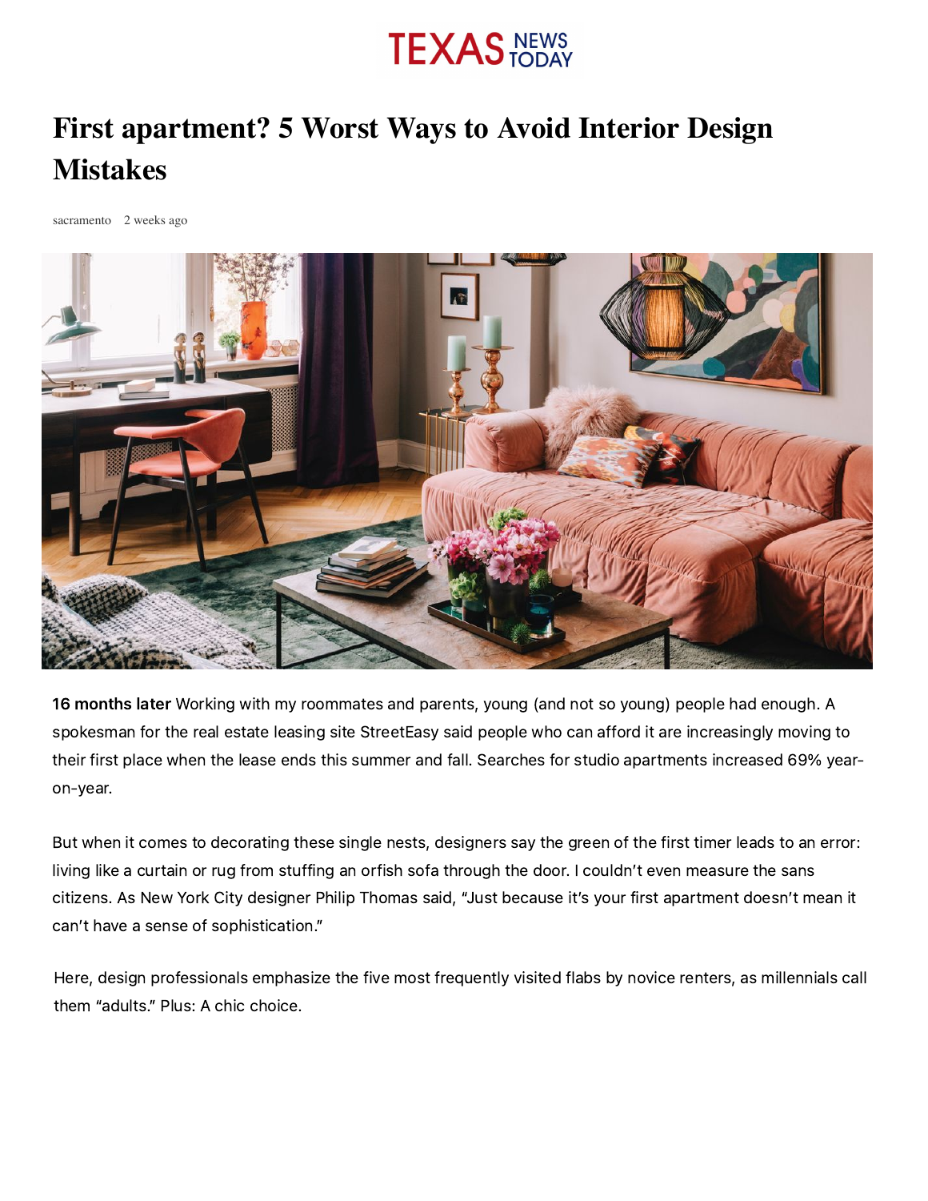# First apartment? 5 Worst Ways to Avoid Interior Design Mistakes

sacramento 2 weeks ago

**16 months later** Working with my roommates and parents, young (and not so young) people had enough. A spokesman for the real estate leasing site StreetEasy said people who can afford it are increasingly moving to their first place when the lease ends this summer and fall. Searches for studio apartments increased 69% year-on-year.

But when it comes to decorating these single nests, designers say the green of the first timer leads to an error: living like a curtain or rug from stuffing an orfish sofa through the door. I couldn't even measure the sans citizens. As New York City designer Philip Thomas said, "Just because it's your first apartment doesn't mean it can't have a sense of sophistication."

Here, design professionals emphasize the five most frequently visited flabs by novice renters, as millennials call them "adults." Plus: A chic choice.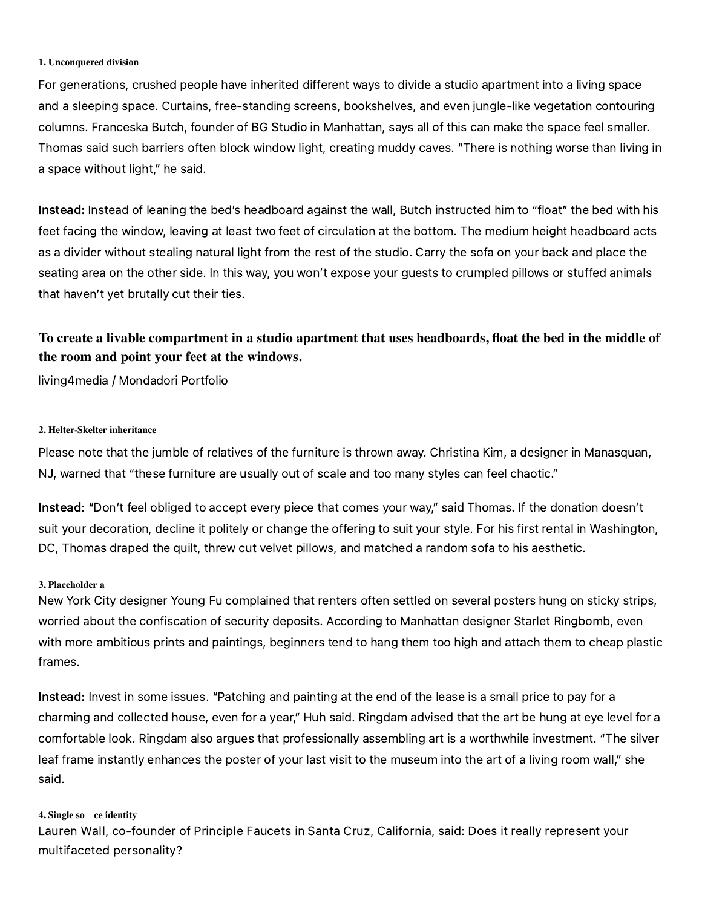#### 1. Unconquered division

For generations, crushed people have inherited different ways to divide a studio apartment into a living space and a sleeping space. Curtains, free-standing screens, bookshelves, and even jungle-like vegetation contouring columns. Franceska Butch, founder of BG Studio in Manhattan, says all of this can make the space feel smaller. Thomas said such barriers often block window light, creating muddy caves. "There is nothing worse than living in a space without light," he said.

**Instead:** Instead of leaning the bed's headboard against the wall, Butch instructed him to "float" the bed with his feet facing the window, leaving at least two feet of circulation at the bottom. The medium height headboard acts as a divider without stealing natural light from the rest of the studio. Carry the sofa on your back and place the seating area on the other side. In this way, you won't expose your guests to crumpled pillows or stuffed animals that haven't yet brutally cut their ties.

**To create a livable compartment in a studio apartment that uses headboards, float the bed in the middle of the room and point your feet at the windows.**

living4media / Mondadori Portfolio

#### 2. Helter-Skelter inheritance

Please note that the jumble of relatives of the furniture is thrown away. Christina Kim, a designer in Manasquan, NJ, warned that "these furniture are usually out of scale and too many styles can feel chaotic."

**Instead:** "Don't feel obliged to accept every piece that comes your way," said Thomas. If the donation doesn't suit your decoration, decline it politely or change the offering to suit your style. For his first rental in Washington, DC, Thomas draped the quilt, threw cut velvet pillows, and matched a random sofa to his aesthetic.

#### 3. Placeholder a

New York City designer Young Fu complained that renters often settled on several posters hung on sticky strips, worried about the confiscation of security deposits. According to Manhattan designer Starlet Ringbomb, even with more ambitious prints and paintings, beginners tend to hang them too high and attach them to cheap plastic frames.

**Instead:** Invest in some issues. "Patching and painting at the end of the lease is a small price to pay for a charming and collected house, even for a year," Huh said. Ringdam advised that the art be hung at eye level for a comfortable look. Ringdam also argues that professionally assembling art is a worthwhile investment. "The silver leaf frame instantly enhances the poster of your last visit to the museum into the art of a living room wall," she said.

#### 4. Single so ce identity

Lauren Wall, co-founder of Principle Faucets in Santa Cruz, California, said: Does it really represent your multifaceted personality?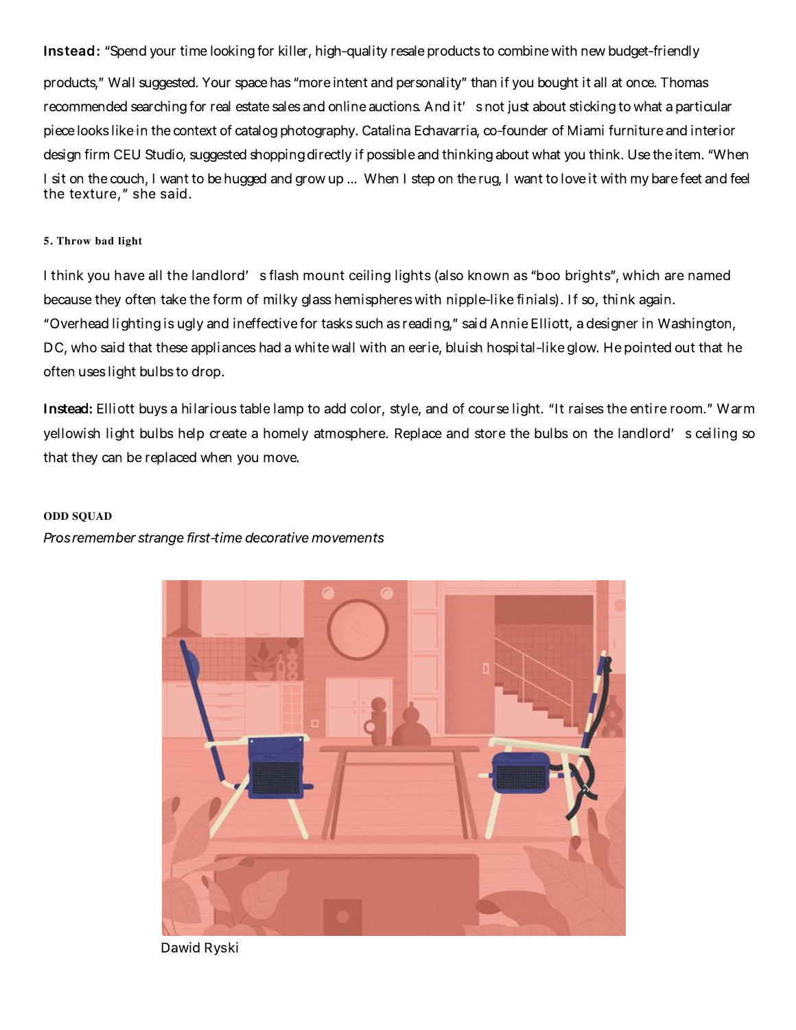**Instead:** "Spend your time looking for killer, high-quality resale products to combine with new budget-friendly products," Wall suggested. Your space has "more intent and personality" than if you bought it all at once. Thomas recommended searching for real estate sales and online auctions. And it' s not just about sticking to what a particular piece looks like in the context of catalog photography. Catalina Echavarria, co-founder of Miami furniture and interior design firm CEU Studio, suggested shopping directly if possible and thinking about what you think. Use the item. "When I sit on the couch, I want to be hugged and grow up ... When I step on the rug, I want to love it with my bare feet and feel the texture," she said.

### 5. Throw bad light

I think you have all the landlord' s flash mount ceiling lights (also known as "boo brights", which are named because they often take the form of milky glass hemispheres with nipple-like finials). If so, think again. "Overhead lighting is ugly and ineffective for tasks such as reading," said Annie Elliott, a designer in Washington, DC, who said that these appliances had a white wall with an eerie, bluish hospital-like glow. He pointed out that he often uses light bulbs to drop.

**Instead:** Elliott buys a hilarious table lamp to add color, style, and of course light. "It raises the entire room." Warm yellowish light bulbs help create a homely atmosphere. Replace and store the bulbs on the landlord' s ceiling so that they can be replaced when you move.

### ODD SQUAD

*Pros remember strange first-time decorative movements*

Dawid Ryski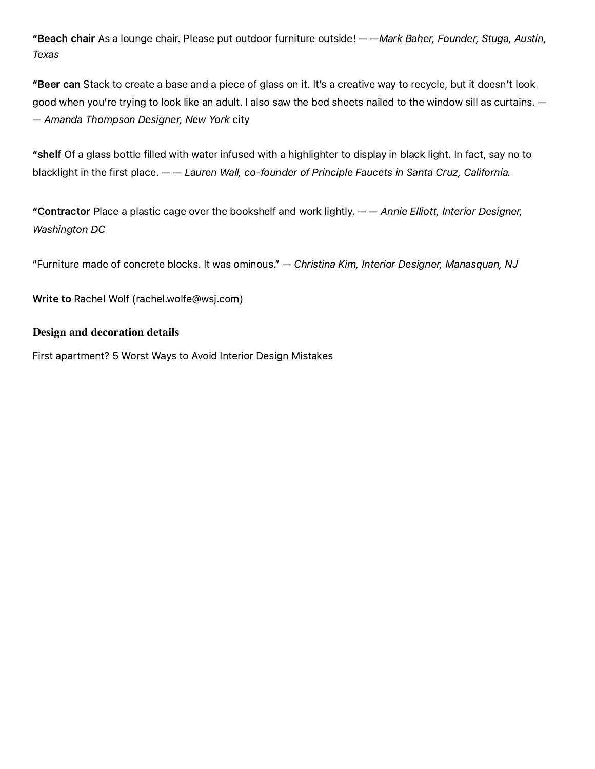**"Beach chair** As a lounge chair. Please put outdoor furniture outside! — —*Mark Baher, Founder, Stuga, Austin, Texas*

**"Beer can** Stack to create a base and a piece of glass on it. It's a creative way to recycle, but it doesn't look good when you're trying to look like an adult. I also saw the bed sheets nailed to the window sill as curtains. — — *Amanda Thompson Designer, New York* city

**"shelf** Of a glass bottle filled with water infused with a highlighter to display in black light. In fact, say no to blacklight in the first place. — — *Lauren Wall, co-founder of Principle Faucets in Santa Cruz, California*.

**"Contractor** Place a plastic cage over the bookshelf and work lightly. — — *Annie Elliott, Interior Designer, Washington DC*

"Furniture made of concrete blocks. It was ominous." — *Christina Kim, Interior Designer, Manasquan, NJ*

**Write to** Rachel Wolf (rachel.wolfe@wsj.com)

### Design and decoration details

First apartment? 5 Worst Ways to Avoid Interior Design Mistakes